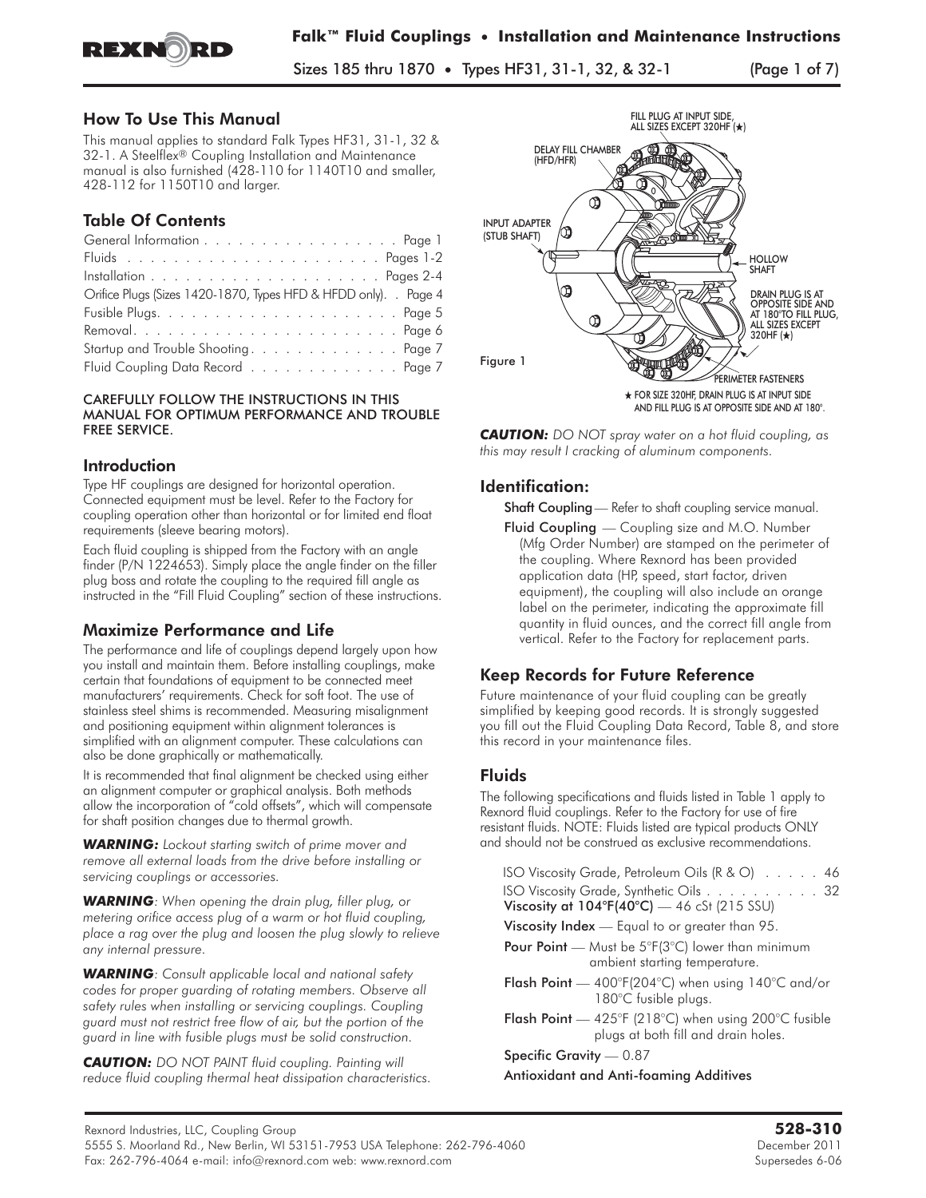# Falk™ Fluid Couplings • Installation and Maintenance Instructions

Sizes 185 thru 1870 • Types HF31, 31-1, 32, & 32-1

## How To Use This Manual

This manual applies to standard Falk Types HF31, 31-1, 32 & 32-1. A Steelflex® Coupling Installation and Maintenance manual is also furnished (428-110 for 1140T10 and smaller, 428-112 for 1150T10 and larger.

## Table Of Contents

| | |
|---|---|
| General Information | Page 1 |
| Fluids | Pages 1-2 |
| Installation | Pages 2-4 |
| Orifice Plugs (Sizes 1420-1870, Types HFD & HFDD only). | Page 4 |
| Fusible Plugs | Page 5 |
| Removal | Page 6 |
| Startup and Trouble Shooting | Page 7 |
| Fluid Coupling Data Record | Page 7 |

CAREFULLY FOLLOW THE INSTRUCTIONS IN THIS MANUAL FOR OPTIMUM PERFORMANCE AND TROUBLE FREE SERVICE.

## Introduction

Type HF couplings are designed for horizontal operation. Connected equipment must be level. Refer to the Factory for coupling operation other than horizontal or for limited end float requirements (sleeve bearing motors).

Each fluid coupling is shipped from the Factory with an angle finder (P/N 1224653). Simply place the angle finder on the filler plug boss and rotate the coupling to the required fill angle as instructed in the "Fill Fluid Coupling" section of these instructions.

## Maximize Performance and Life

The performance and life of couplings depend largely upon how you install and maintain them. Before installing couplings, make certain that foundations of equipment to be connected meet manufacturers' requirements. Check for soft foot. The use of stainless steel shims is recommended. Measuring misalignment and positioning equipment within alignment tolerances is simplified with an alignment computer. These calculations can also be done graphically or mathematically.

It is recommended that final alignment be checked using either an alignment computer or graphical analysis. Both methods allow the incorporation of "cold offsets", which will compensate for shaft position changes due to thermal growth.

***WARNING:*** *Lockout starting switch of prime mover and remove all external loads from the drive before installing or servicing couplings or accessories.*

***WARNING****: When opening the drain plug, filler plug, or metering orifice access plug of a warm or hot fluid coupling, place a rag over the plug and loosen the plug slowly to relieve any internal pressure.*

***WARNING****: Consult applicable local and national safety codes for proper guarding of rotating members. Observe all safety rules when installing or servicing couplings. Coupling guard must not restrict free flow of air, but the portion of the guard in line with fusible plugs must be solid construction.*

***CAUTION:*** *DO NOT PAINT fluid coupling. Painting will reduce fluid coupling thermal heat dissipation characteristics.*

FILL PLUG AT INPUT SIDE, ALL SIZES EXCEPT 320HF (★)

DELAY FILL CHAMBER (HFD/HFR)

INPUT ADAPTER (STUB SHAFT)

HOLLOW SHAFT

DRAIN PLUG IS AT OPPOSITE SIDE AND AT 180° TO FILL PLUG, ALL SIZES EXCEPT 320HF (★)

PERIMETER FASTENERS

★ FOR SIZE 320HF, DRAIN PLUG IS AT INPUT SIDE AND FILL PLUG IS AT OPPOSITE SIDE AND AT 180°.

Figure 1

***CAUTION:*** *DO NOT spray water on a hot fluid coupling, as this may result I cracking of aluminum components.*

## Identification:

**Shaft Coupling** — Refer to shaft coupling service manual.

**Fluid Coupling** — Coupling size and M.O. Number (Mfg Order Number) are stamped on the perimeter of the coupling. Where Rexnord has been provided application data (HP, speed, start factor, driven equipment), the coupling will also include an orange label on the perimeter, indicating the approximate fill quantity in fluid ounces, and the correct fill angle from vertical. Refer to the Factory for replacement parts.

## Keep Records for Future Reference

Future maintenance of your fluid coupling can be greatly simplified by keeping good records. It is strongly suggested you fill out the Fluid Coupling Data Record, Table 8, and store this record in your maintenance files.

## Fluids

The following specifications and fluids listed in Table 1 apply to Rexnord fluid couplings. Refer to the Factory for use of fire resistant fluids. NOTE: Fluids listed are typical products ONLY and should not be construed as exclusive recommendations.

ISO Viscosity Grade, Petroleum Oils (R & O) . . . . . 46

ISO Viscosity Grade, Synthetic Oils . . . . . . . . . . 32

**Viscosity at 104°F(40°C)** — 46 cSt (215 SSU)

**Viscosity Index** — Equal to or greater than 95.

**Pour Point** — Must be 5°F(3°C) lower than minimum ambient starting temperature.

**Flash Point** — 400°F(204°C) when using 140°C and/or 180°C fusible plugs.

**Flash Point** — 425°F (218°C) when using 200°C fusible plugs at both fill and drain holes.

**Specific Gravity** — 0.87

**Antioxidant and Anti-foaming Additives**

Rexnord Industries, LLC, Coupling Group
5555 S. Moorland Rd., New Berlin, WI 53151-7953 USA Telephone: 262-796-4060
Fax: 262-796-4064 e-mail: info@rexnord.com web: www.rexnord.com

**528-310**
December 2011
Supersedes 6-06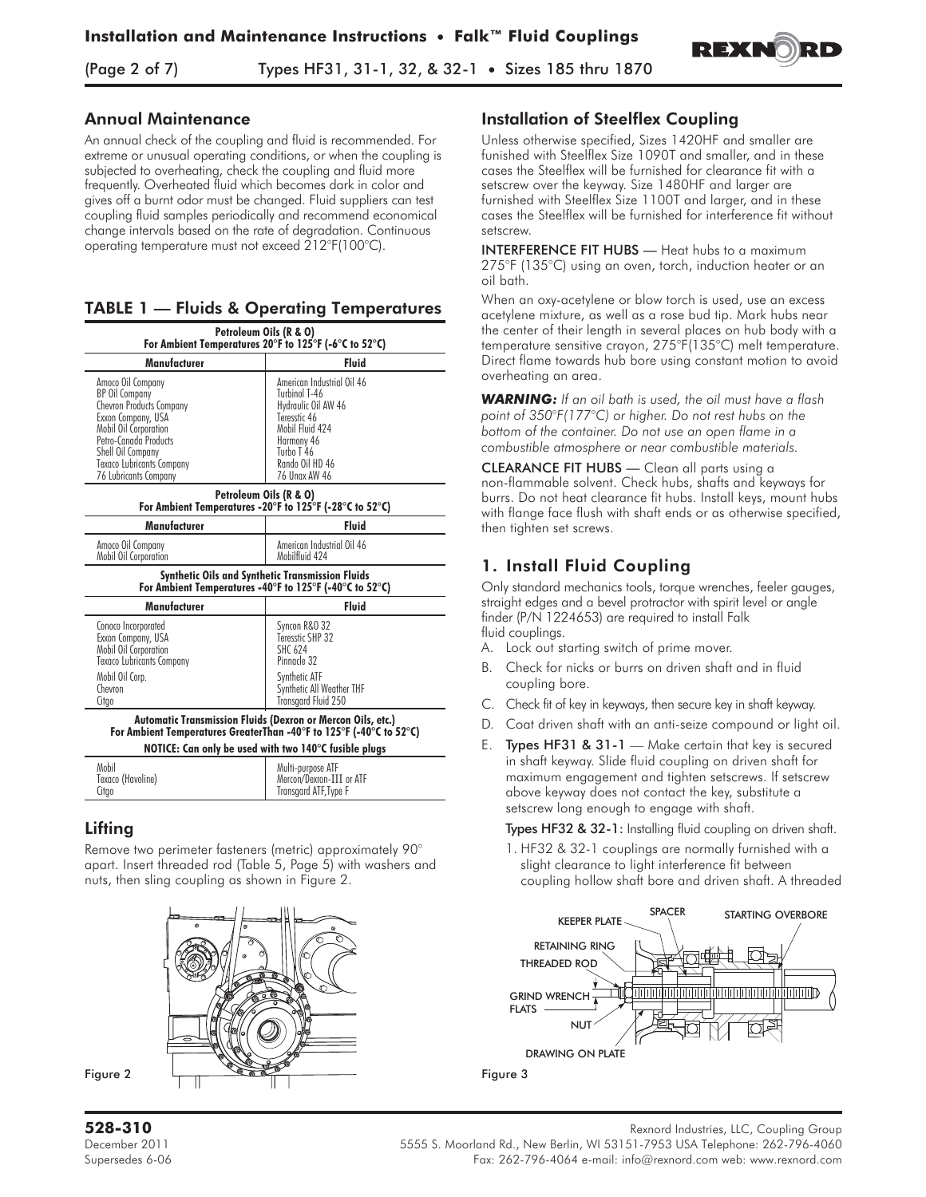## Annual Maintenance

An annual check of the coupling and fluid is recommended. For extreme or unusual operating conditions, or when the coupling is subjected to overheating, check the coupling and fluid more frequently. Overheated fluid which becomes dark in color and gives off a burnt odor must be changed. Fluid suppliers can test coupling fluid samples periodically and recommend economical change intervals based on the rate of degradation. Continuous operating temperature must not exceed 212°F(100°C).

## TABLE 1 — Fluids & Operating Temperatures

| Petroleum Oils (R & O) For Ambient Temperatures 20°F to 125°F (-6°C to 52°C) | |
|---|---|
| **Manufacturer** | **Fluid** |
| Amoco Oil Company | American Industrial Oil 46 |
| BP Oil Company | Turbinol T-46 |
| Chevron Products Company | Hydraulic Oil AW 46 |
| Exxon Company, USA | Teresstic 46 |
| Mobil Oil Corporation | Mobil Fluid 424 |
| Petro-Canada Products | Harmony 46 |
| Shell Oil Company | Turbo T 46 |
| Texaco Lubricants Company | Rando Oil HD 46 |
| 76 Lubricants Company | 76 Unax AW 46 |
| **Petroleum Oils (R & O) For Ambient Temperatures -20°F to 125°F (-28°C to 52°C)** | |
| **Manufacturer** | **Fluid** |
| Amoco Oil Company | American Industrial Oil 46 |
| Mobil Oil Corporation | Mobilfluid 424 |
| **Synthetic Oils and Synthetic Transmission Fluids For Ambient Temperatures -40°F to 125°F (-40°C to 52°C)** | |
| **Manufacturer** | **Fluid** |
| Conoco Incorporated | Syncon R&O 32 |
| Exxon Company, USA | Teresstic SHP 32 |
| Mobil Oil Corporation | SHC 624 |
| Texaco Lubricants Company | Pinnacle 32 |
| Mobil Oil Corp. | Synthetic ATF |
| Chevron | Synthetic All Weather THF |
| Citgo | Transgard Fluid 250 |
| **Automatic Transmission Fluids (Dexron or Mercon Oils, etc.) For Ambient Temperatures GreaterThan -40°F to 125°F (-40°C to 52°C)** | |
| **NOTICE: Can only be used with two 140°C fusible plugs** | |
| Mobil | Multi-purpose ATF |
| Texaco (Havoline) | Mercon/Dexron-III or ATF |
| Citgo | Transgard ATF,Type F |

## Lifting

Remove two perimeter fasteners (metric) approximately 90° apart. Insert threaded rod (Table 5, Page 5) with washers and nuts, then sling coupling as shown in Figure 2.

Figure 2

## Installation of Steelflex Coupling

Unless otherwise specified, Sizes 1420HF and smaller are funished with Steelflex Size 1090T and smaller, and in these cases the Steelflex will be furnished for clearance fit with a setscrew over the keyway. Size 1480HF and larger are furnished with Steelflex Size 1100T and larger, and in these cases the Steelflex will be furnished for interference fit without setscrew.

INTERFERENCE FIT HUBS — Heat hubs to a maximum 275°F (135°C) using an oven, torch, induction heater or an oil bath.

When an oxy-acetylene or blow torch is used, use an excess acetylene mixture, as well as a rose bud tip. Mark hubs near the center of their length in several places on hub body with a temperature sensitive crayon, 275°F(135°C) melt temperature. Direct flame towards hub bore using constant motion to avoid overheating an area.

***WARNING:*** *If an oil bath is used, the oil must have a flash point of 350°F(177°C) or higher. Do not rest hubs on the bottom of the container. Do not use an open flame in a combustible atmosphere or near combustible materials.*

CLEARANCE FIT HUBS — Clean all parts using a non-flammable solvent. Check hubs, shafts and keyways for burrs. Do not heat clearance fit hubs. Install keys, mount hubs with flange face flush with shaft ends or as otherwise specified, then tighten set screws.

## 1. Install Fluid Coupling

Only standard mechanics tools, torque wrenches, feeler gauges, straight edges and a bevel protractor with spirit level or angle finder (P/N 1224653) are required to install Falk fluid couplings.

A. Lock out starting switch of prime mover.

B. Check for nicks or burrs on driven shaft and in fluid coupling bore.

C. Check fit of key in keyways, then secure key in shaft keyway.

D. Coat driven shaft with an anti-seize compound or light oil.

E. **Types HF31 & 31-1** — Make certain that key is secured in shaft keyway. Slide fluid coupling on driven shaft for maximum engagement and tighten setscrews. If setscrew above keyway does not contact the key, substitute a setscrew long enough to engage with shaft.

**Types HF32 & 32-1:** Installing fluid coupling on driven shaft.

1. HF32 & 32-1 couplings are normally furnished with a slight clearance to light interference fit between coupling hollow shaft bore and driven shaft. A threaded

KEEPER PLATE, SPACER, STARTING OVERBORE, RETAINING RING, THREADED ROD, GRIND WRENCH FLATS, NUT, DRAWING ON PLATE

Figure 3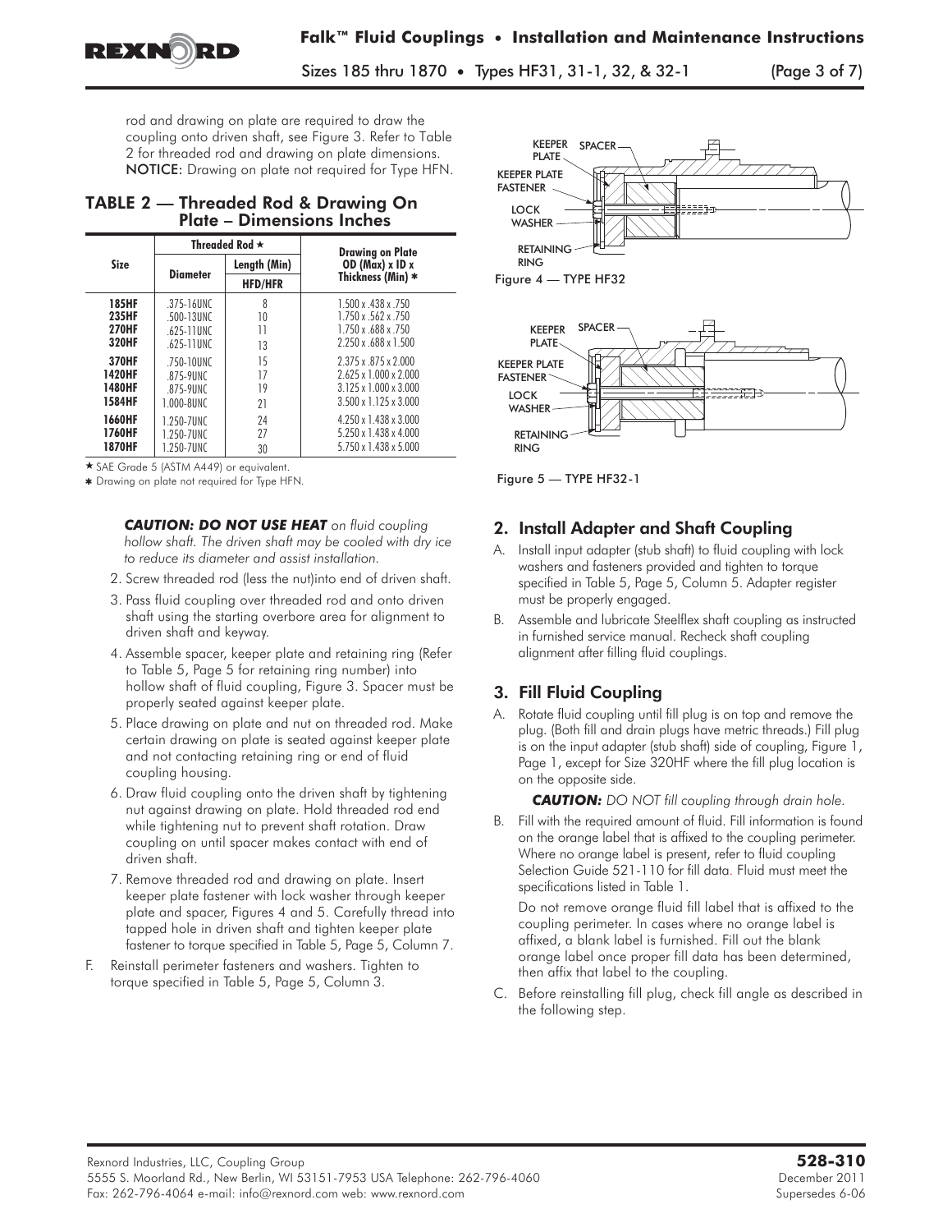rod and drawing on plate are required to draw the coupling onto driven shaft, see Figure 3. Refer to Table 2 for threaded rod and drawing on plate dimensions. NOTICE: Drawing on plate not required for Type HFN.

## TABLE 2 — Threaded Rod & Drawing On Plate – Dimensions Inches

| Size | Threaded Rod ★ | | Drawing on Plate OD (Max) x ID x Thickness (Min) ✱ |
|---|---|---|---|
| | Diameter | Length (Min) HFD/HFR | |
| 185HF | .375-16UNC | 8 | 1.500 x .438 x .750 |
| 235HF | .500-13UNC | 10 | 1.750 x .562 x .750 |
| 270HF | .625-11UNC | 11 | 1.750 x .688 x .750 |
| 320HF | .625-11UNC | 13 | 2.250 x .688 x 1.500 |
| 370HF | .750-10UNC | 15 | 2.375 x .875 x 2.000 |
| 1420HF | .875-9UNC | 17 | 2.625 x 1.000 x 2.000 |
| 1480HF | .875-9UNC | 19 | 3.125 x 1.000 x 3.000 |
| 1584HF | 1.000-8UNC | 21 | 3.500 x 1.125 x 3.000 |
| 1660HF | 1.250-7UNC | 24 | 4.250 x 1.438 x 3.000 |
| 1760HF | 1.250-7UNC | 27 | 5.250 x 1.438 x 4.000 |
| 1870HF | 1.250-7UNC | 30 | 5.750 x 1.438 x 5.000 |

★ SAE Grade 5 (ASTM A449) or equivalent.

✱ Drawing on plate not required for Type HFN.

***CAUTION: DO NOT USE HEAT*** *on fluid coupling hollow shaft. The driven shaft may be cooled with dry ice to reduce its diameter and assist installation.*

2. Screw threaded rod (less the nut)into end of driven shaft.
3. Pass fluid coupling over threaded rod and onto driven shaft using the starting overbore area for alignment to driven shaft and keyway.
4. Assemble spacer, keeper plate and retaining ring (Refer to Table 5, Page 5 for retaining ring number) into hollow shaft of fluid coupling, Figure 3. Spacer must be properly seated against keeper plate.
5. Place drawing on plate and nut on threaded rod. Make certain drawing on plate is seated against keeper plate and not contacting retaining ring or end of fluid coupling housing.
6. Draw fluid coupling onto the driven shaft by tightening nut against drawing on plate. Hold threaded rod end while tightening nut to prevent shaft rotation. Draw coupling on until spacer makes contact with end of driven shaft.
7. Remove threaded rod and drawing on plate. Insert keeper plate fastener with lock washer through keeper plate and spacer, Figures 4 and 5. Carefully thread into tapped hole in driven shaft and tighten keeper plate fastener to torque specified in Table 5, Page 5, Column 7.

F. Reinstall perimeter fasteners and washers. Tighten to torque specified in Table 5, Page 5, Column 3.

Figure 4 — TYPE HF32

Figure 5 — TYPE HF32-1

## 2. Install Adapter and Shaft Coupling

A. Install input adapter (stub shaft) to fluid coupling with lock washers and fasteners provided and tighten to torque specified in Table 5, Page 5, Column 5. Adapter register must be properly engaged.

B. Assemble and lubricate Steelflex shaft coupling as instructed in furnished service manual. Recheck shaft coupling alignment after filling fluid couplings.

## 3. Fill Fluid Coupling

A. Rotate fluid coupling until fill plug is on top and remove the plug. (Both fill and drain plugs have metric threads.) Fill plug is on the input adapter (stub shaft) side of coupling, Figure 1, Page 1, except for Size 320HF where the fill plug location is on the opposite side.

***CAUTION:*** *DO NOT fill coupling through drain hole.*

B. Fill with the required amount of fluid. Fill information is found on the orange label that is affixed to the coupling perimeter. Where no orange label is present, refer to fluid coupling Selection Guide 521-110 for fill data. Fluid must meet the specifications listed in Table 1.

Do not remove orange fluid fill label that is affixed to the coupling perimeter. In cases where no orange label is affixed, a blank label is furnished. Fill out the blank orange label once proper fill data has been determined, then affix that label to the coupling.

C. Before reinstalling fill plug, check fill angle as described in the following step.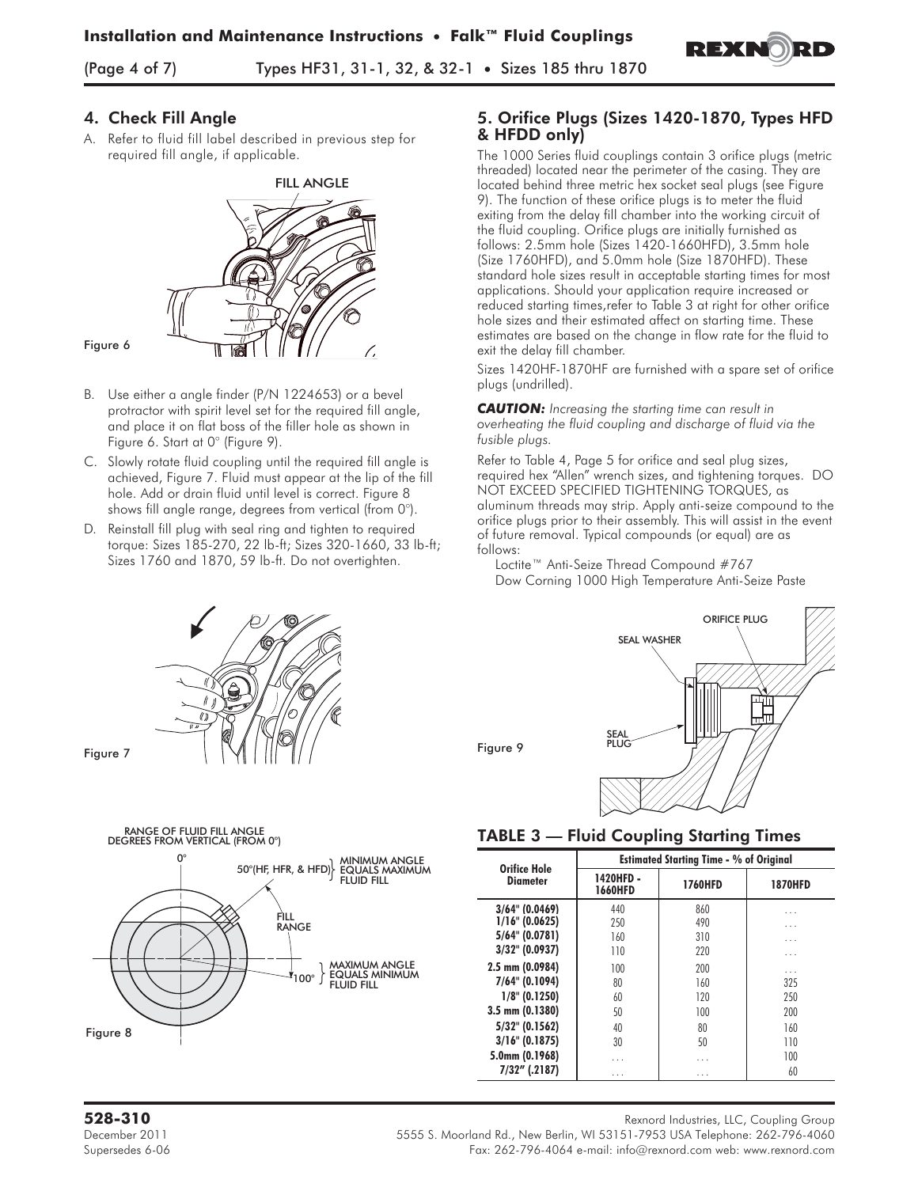## 4. Check Fill Angle

A. Refer to fluid fill label described in previous step for required fill angle, if applicable.

Figure 6

B. Use either a angle finder (P/N 1224653) or a bevel protractor with spirit level set for the required fill angle, and place it on flat boss of the filler hole as shown in Figure 6. Start at 0° (Figure 9).

C. Slowly rotate fluid coupling until the required fill angle is achieved, Figure 7. Fluid must appear at the lip of the fill hole. Add or drain fluid until level is correct. Figure 8 shows fill angle range, degrees from vertical (from 0°).

D. Reinstall fill plug with seal ring and tighten to required torque: Sizes 185-270, 22 lb-ft; Sizes 320-1660, 33 lb-ft; Sizes 1760 and 1870, 59 lb-ft. Do not overtighten.

Figure 7

Figure 8

## 5. Orifice Plugs (Sizes 1420-1870, Types HFD & HFDD only)

The 1000 Series fluid couplings contain 3 orifice plugs (metric threaded) located near the perimeter of the casing. They are located behind three metric hex socket seal plugs (see Figure 9). The function of these orifice plugs is to meter the fluid exiting from the delay fill chamber into the working circuit of the fluid coupling. Orifice plugs are initially furnished as follows: 2.5mm hole (Sizes 1420-1660HFD), 3.5mm hole (Size 1760HFD), and 5.0mm hole (Size 1870HFD). These standard hole sizes result in acceptable starting times for most applications. Should your application require increased or reduced starting times,refer to Table 3 at right for other orifice hole sizes and their estimated affect on starting time. These estimates are based on the change in flow rate for the fluid to exit the delay fill chamber.

Sizes 1420HF-1870HF are furnished with a spare set of orifice plugs (undrilled).

***CAUTION:*** *Increasing the starting time can result in overheating the fluid coupling and discharge of fluid via the fusible plugs.*

Refer to Table 4, Page 5 for orifice and seal plug sizes, required hex "Allen" wrench sizes, and tightening torques. DO NOT EXCEED SPECIFIED TIGHTENING TORQUES, as aluminum threads may strip. Apply anti-seize compound to the orifice plugs prior to their assembly. This will assist in the event of future removal. Typical compounds (or equal) are as follows:

Loctite™ Anti-Seize Thread Compound #767
Dow Corning 1000 High Temperature Anti-Seize Paste

Figure 9

## TABLE 3 — Fluid Coupling Starting Times

| Orifice Hole Diameter | Estimated Starting Time - % of Original | | |
|---|---|---|---|
| | 1420HFD - 1660HFD | 1760HFD | 1870HFD |
| 3/64" (0.0469) | 440 | 860 | ... |
| 1/16" (0.0625) | 250 | 490 | ... |
| 5/64" (0.0781) | 160 | 310 | ... |
| 3/32" (0.0937) | 110 | 220 | ... |
| 2.5 mm (0.0984) | 100 | 200 | ... |
| 7/64" (0.1094) | 80 | 160 | 325 |
| 1/8" (0.1250) | 60 | 120 | 250 |
| 3.5 mm (0.1380) | 50 | 100 | 200 |
| 5/32" (0.1562) | 40 | 80 | 160 |
| 3/16" (0.1875) | 30 | 50 | 110 |
| 5.0mm (0.1968) | ... | ... | 100 |
| 7/32" (.2187) | ... | ... | 60 |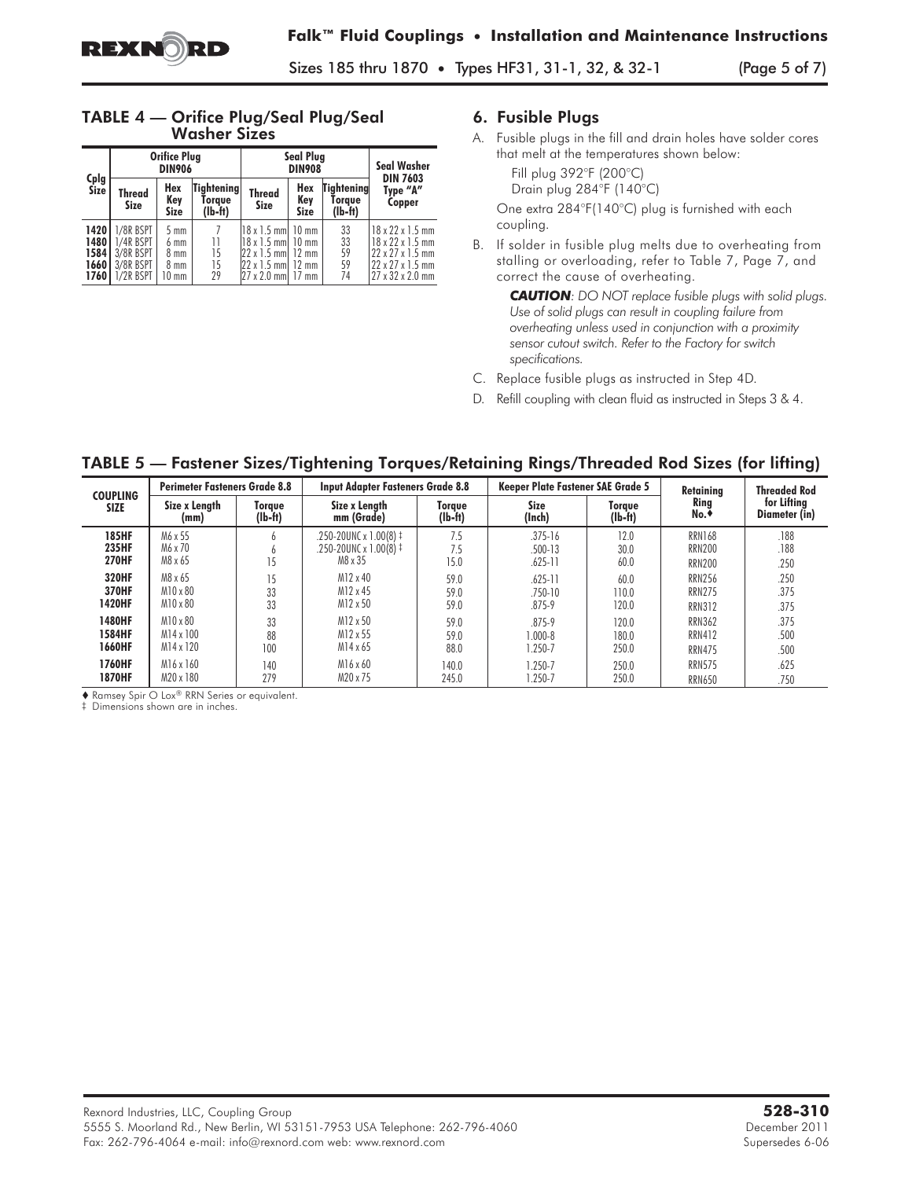## TABLE 4 — Orifice Plug/Seal Plug/Seal Washer Sizes

| Cplg Size | Orifice Plug DIN906 | | | Seal Plug DIN908 | | | Seal Washer DIN 7603 Type "A" Copper |
|---|---|---|---|---|---|---|---|
| | Thread Size | Hex Key Size | Tightening Torque (lb-ft) | Thread Size | Hex Key Size | Tightening Torque (lb-ft) | |
| 1420 | 1/8R BSPT | 5 mm | 7 | 18 x 1.5 mm | 10 mm | 33 | 18 x 22 x 1.5 mm |
| 1480 | 1/4R BSPT | 6 mm | 11 | 18 x 1.5 mm | 10 mm | 33 | 18 x 22 x 1.5 mm |
| 1584 | 3/8R BSPT | 8 mm | 15 | 22 x 1.5 mm | 12 mm | 59 | 22 x 27 x 1.5 mm |
| 1660 | 3/8R BSPT | 8 mm | 15 | 22 x 1.5 mm | 12 mm | 59 | 22 x 27 x 1.5 mm |
| 1760 | 1/2R BSPT | 10 mm | 29 | 27 x 2.0 mm | 17 mm | 74 | 27 x 32 x 2.0 mm |

## 6. Fusible Plugs

A. Fusible plugs in the fill and drain holes have solder cores that melt at the temperatures shown below:

Fill plug 392°F (200°C)
Drain plug 284°F (140°C)

One extra 284°F(140°C) plug is furnished with each coupling.

B. If solder in fusible plug melts due to overheating from stalling or overloading, refer to Table 7, Page 7, and correct the cause of overheating.

***CAUTION****: DO NOT replace fusible plugs with solid plugs. Use of solid plugs can result in coupling failure from overheating unless used in conjunction with a proximity sensor cutout switch. Refer to the Factory for switch specifications.*

C. Replace fusible plugs as instructed in Step 4D.

D. Refill coupling with clean fluid as instructed in Steps 3 & 4.

## TABLE 5 — Fastener Sizes/Tightening Torques/Retaining Rings/Threaded Rod Sizes (for lifting)

| COUPLING SIZE | Perimeter Fasteners Grade 8.8 | | Input Adapter Fasteners Grade 8.8 | | Keeper Plate Fastener SAE Grade 5 | | Retaining Ring No.♦ | Threaded Rod for Lifting Diameter (in) |
|---|---|---|---|---|---|---|---|---|
| | Size x Length (mm) | Torque (lb-ft) | Size x Length mm (Grade) | Torque (lb-ft) | Size (Inch) | Torque (lb-ft) | | |
| 185HF | M6 x 55 | 6 | .250-20UNC x 1.00(8) ‡ | 7.5 | .375-16 | 12.0 | RRN168 | .188 |
| 235HF | M6 x 70 | 6 | .250-20UNC x 1.00(8) ‡ | 7.5 | .500-13 | 30.0 | RRN200 | .188 |
| 270HF | M8 x 65 | 15 | M8 x 35 | 15.0 | .625-11 | 60.0 | RRN200 | .250 |
| 320HF | M8 x 65 | 15 | M12 x 40 | 59.0 | .625-11 | 60.0 | RRN256 | .250 |
| 370HF | M10 x 80 | 33 | M12 x 45 | 59.0 | .750-10 | 110.0 | RRN275 | .375 |
| 1420HF | M10 x 80 | 33 | M12 x 50 | 59.0 | .875-9 | 120.0 | RRN312 | .375 |
| 1480HF | M10 x 80 | 33 | M12 x 50 | 59.0 | .875-9 | 120.0 | RRN362 | .375 |
| 1584HF | M14 x 100 | 88 | M12 x 55 | 59.0 | 1.000-8 | 180.0 | RRN412 | .500 |
| 1660HF | M14 x 120 | 100 | M14 x 65 | 88.0 | 1.250-7 | 250.0 | RRN475 | .500 |
| 1760HF | M16 x 160 | 140 | M16 x 60 | 140.0 | 1.250-7 | 250.0 | RRN575 | .625 |
| 1870HF | M20 x 180 | 279 | M20 x 75 | 245.0 | 1.250-7 | 250.0 | RRN650 | .750 |

♦ Ramsey Spir O Lox® RRN Series or equivalent.
‡ Dimensions shown are in inches.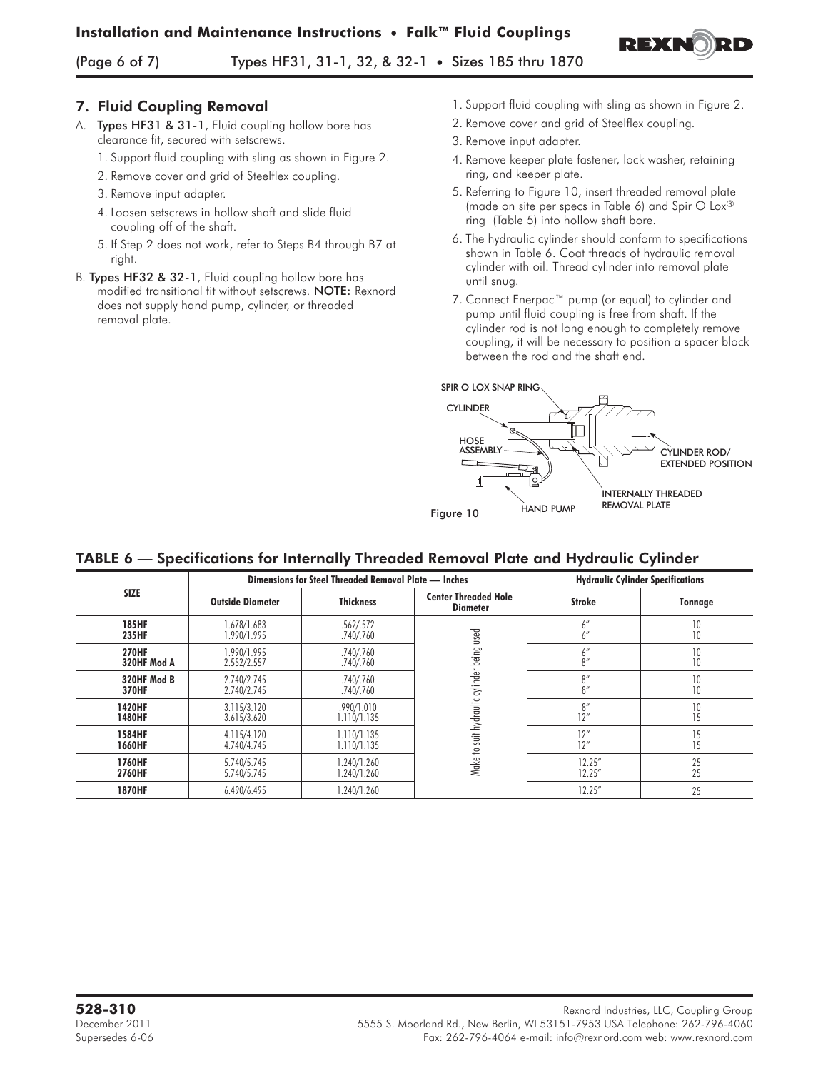## 7. Fluid Coupling Removal

A. **Types HF31 & 31-1**, Fluid coupling hollow bore has clearance fit, secured with setscrews.

1. Support fluid coupling with sling as shown in Figure 2.
2. Remove cover and grid of Steelflex coupling.
3. Remove input adapter.
4. Loosen setscrews in hollow shaft and slide fluid coupling off of the shaft.
5. If Step 2 does not work, refer to Steps B4 through B7 at right.

B. **Types HF32 & 32-1**, Fluid coupling hollow bore has modified transitional fit without setscrews. **NOTE:** Rexnord does not supply hand pump, cylinder, or threaded removal plate.

1. Support fluid coupling with sling as shown in Figure 2.
2. Remove cover and grid of Steelflex coupling.
3. Remove input adapter.
4. Remove keeper plate fastener, lock washer, retaining ring, and keeper plate.
5. Referring to Figure 10, insert threaded removal plate (made on site per specs in Table 6) and Spir O Lox® ring (Table 5) into hollow shaft bore.
6. The hydraulic cylinder should conform to specifications shown in Table 6. Coat threads of hydraulic removal cylinder with oil. Thread cylinder into removal plate until snug.
7. Connect Enerpac™ pump (or equal) to cylinder and pump until fluid coupling is free from shaft. If the cylinder rod is not long enough to completely remove coupling, it will be necessary to position a spacer block between the rod and the shaft end.

SPIR O LOX SNAP RING
CYLINDER
HOSE ASSEMBLY
CYLINDER ROD/ EXTENDED POSITION
INTERNALLY THREADED REMOVAL PLATE
HAND PUMP

Figure 10

## TABLE 6 — Specifications for Internally Threaded Removal Plate and Hydraulic Cylinder

| SIZE | Dimensions for Steel Threaded Removal Plate — Inches | | | Hydraulic Cylinder Specifications | |
|---|---|---|---|---|---|
| | Outside Diameter | Thickness | Center Threaded Hole Diameter | Stroke | Tonnage |
| 185HF | 1.678/1.683 | .562/.572 | Make to suit hydraulic cylinder being used | 6″ | 10 |
| 235HF | 1.990/1.995 | .740/.760 | | 6″ | 10 |
| 270HF | 1.990/1.995 | .740/.760 | | 6″ | 10 |
| 320HF Mod A | 2.552/2.557 | .740/.760 | | 8″ | 10 |
| 320HF Mod B | 2.740/2.745 | .740/.760 | | 8″ | 10 |
| 370HF | 2.740/2.745 | .740/.760 | | 8″ | 10 |
| 1420HF | 3.115/3.120 | .990/1.010 | | 8″ | 10 |
| 1480HF | 3.615/3.620 | 1.110/1.135 | | 12″ | 15 |
| 1584HF | 4.115/4.120 | 1.110/1.135 | | 12″ | 15 |
| 1660HF | 4.740/4.745 | 1.110/1.135 | | 12″ | 15 |
| 1760HF | 5.740/5.745 | 1.240/1.260 | | 12.25″ | 25 |
| 2760HF | 5.740/5.745 | 1.240/1.260 | | 12.25″ | 25 |
| 1870HF | 6.490/6.495 | 1.240/1.260 | | 12.25″ | 25 |

**528-310**
December 2011
Supersedes 6-06

Rexnord Industries, LLC, Coupling Group
5555 S. Moorland Rd., New Berlin, WI 53151-7953 USA Telephone: 262-796-4060
Fax: 262-796-4064 e-mail: info@rexnord.com web: www.rexnord.com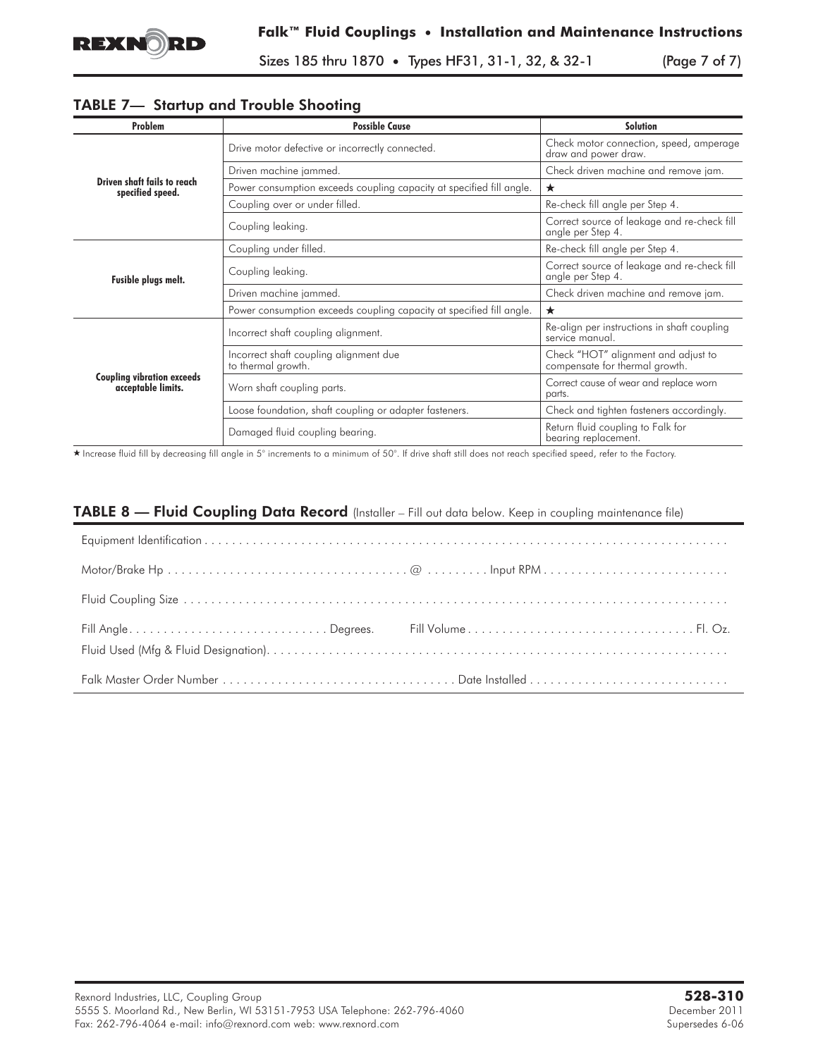## TABLE 7— Startup and Trouble Shooting

| Problem | Possible Cause | Solution |
|---|---|---|
| **Driven shaft fails to reach specified speed.** | Drive motor defective or incorrectly connected. | Check motor connection, speed, amperage draw and power draw. |
| | Driven machine jammed. | Check driven machine and remove jam. |
| | Power consumption exceeds coupling capacity at specified fill angle. | ★ |
| | Coupling over or under filled. | Re-check fill angle per Step 4. |
| | Coupling leaking. | Correct source of leakage and re-check fill angle per Step 4. |
| **Fusible plugs melt.** | Coupling under filled. | Re-check fill angle per Step 4. |
| | Coupling leaking. | Correct source of leakage and re-check fill angle per Step 4. |
| | Driven machine jammed. | Check driven machine and remove jam. |
| | Power consumption exceeds coupling capacity at specified fill angle. | ★ |
| **Coupling vibration exceeds acceptable limits.** | Incorrect shaft coupling alignment. | Re-align per instructions in shaft coupling service manual. |
| | Incorrect shaft coupling alignment due to thermal growth. | Check "HOT" alignment and adjust to compensate for thermal growth. |
| | Worn shaft coupling parts. | Correct cause of wear and replace worn parts. |
| | Loose foundation, shaft coupling or adapter fasteners. | Check and tighten fasteners accordingly. |
| | Damaged fluid coupling bearing. | Return fluid coupling to Falk for bearing replacement. |

★ Increase fluid fill by decreasing fill angle in 5° increments to a minimum of 50°. If drive shaft still does not reach specified speed, refer to the Factory.

## TABLE 8 — Fluid Coupling Data Record (Installer – Fill out data below. Keep in coupling maintenance file)

Equipment Identification . . . . . . . . . . . . . . . . . . . . . . . . . . . . . . . . . . . . . . . . . . . . . . . . . . . . . . . . . . . . . . . . . . . . . . . . .

Motor/Brake Hp . . . . . . . . . . . . . . . . . . . . . . . . . . . . . . . . . . . @ . . . . . . . . . Input RPM . . . . . . . . . . . . . . . . . . . . . . . . . . .

Fluid Coupling Size . . . . . . . . . . . . . . . . . . . . . . . . . . . . . . . . . . . . . . . . . . . . . . . . . . . . . . . . . . . . . . . . . . . . . . . . . . . . . . .

Fill Angle . . . . . . . . . . . . . . . . . . . . . . . . . . . . Degrees. Fill Volume . . . . . . . . . . . . . . . . . . . . . . . . . . . . . . . . Fl. Oz.

Fluid Used (Mfg & Fluid Designation). . . . . . . . . . . . . . . . . . . . . . . . . . . . . . . . . . . . . . . . . . . . . . . . . . . . . . . . . . . . . . . . . .

Falk Master Order Number . . . . . . . . . . . . . . . . . . . . . . . . . . . . . . . . . Date Installed . . . . . . . . . . . . . . . . . . . . . . . . . . . .

Rexnord Industries, LLC, Coupling Group
5555 S. Moorland Rd., New Berlin, WI 53151-7953 USA Telephone: 262-796-4060
Fax: 262-796-4064 e-mail: info@rexnord.com web: www.rexnord.com

**528-310**
December 2011
Supersedes 6-06